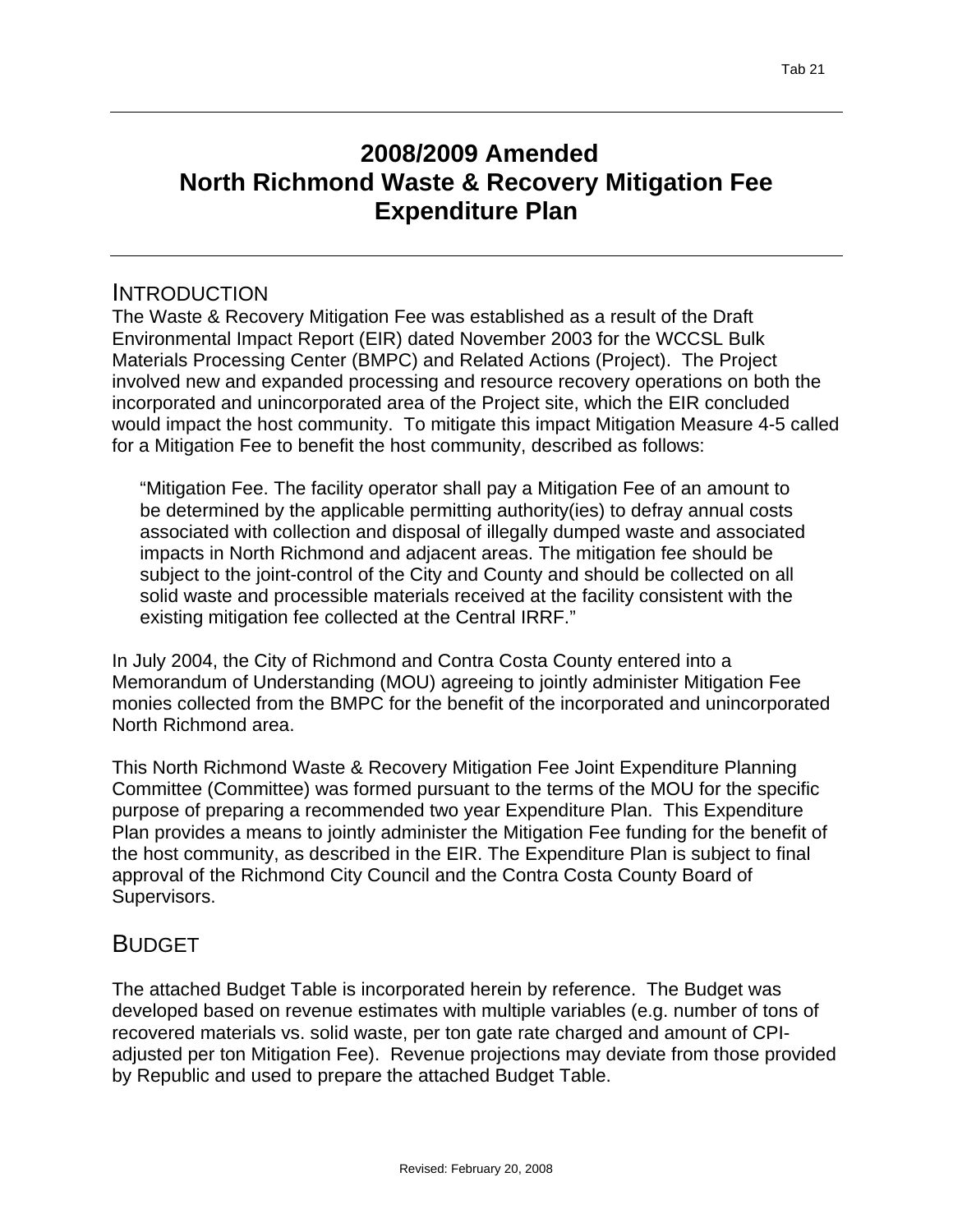# 2008/2009 Amended North Richmond Waste & Recovery Mitigation Fee Expenditure Plan

## INTRODUCTION

The Waste & Recovery Mitigation Fee was established as a result of the Draft Environmental Impact Report (EIR) dated November 2003 for the WCCSL Bulk Materials Processing Center (BMPC) and Related Actions (Project). The Project involved new and expanded processing and resource recovery operations on both the incorporated and unincorporated area of the Project site, which the EIR concluded would impact the host community. To mitigate this impact Mitigation Measure 4-5 called for a Mitigation Fee to benefit the host community, described as follows:

> "Mitigation Fee. The facility operator shall pay a Mitigation Fee of an amount to be determined by the applicable permitting authority(ies) to defray annual costs associated with collection and disposal of illegally dumped waste and associated impacts in North Richmond and adjacent areas. The mitigation fee should be subject to the joint-control of the City and County and should be collected on all solid waste and processible materials received at the facility consistent with the existing mitigation fee collected at the Central IRRF."

In July 2004, the City of Richmond and Contra Costa County entered into a Memorandum of Understanding (MOU) agreeing to jointly administer Mitigation Fee monies collected from the BMPC for the benefit of the incorporated and unincorporated North Richmond area.

This North Richmond Waste & Recovery Mitigation Fee Joint Expenditure Planning Committee (Committee) was formed pursuant to the terms of the MOU for the specific purpose of preparing a recommended two year Expenditure Plan. This Expenditure Plan provides a means to jointly administer the Mitigation Fee funding for the benefit of the host community, as described in the EIR. The Expenditure Plan is subject to final approval of the Richmond City Council and the Contra Costa County Board of Supervisors.

## BUDGET

The attached Budget Table is incorporated herein by reference. The Budget was developed based on revenue estimates with multiple variables (e.g. number of tons of recovered materials vs. solid waste, per ton gate rate charged and amount of CPI-adjusted per ton Mitigation Fee). Revenue projections may deviate from those provided by Republic and used to prepare the attached Budget Table.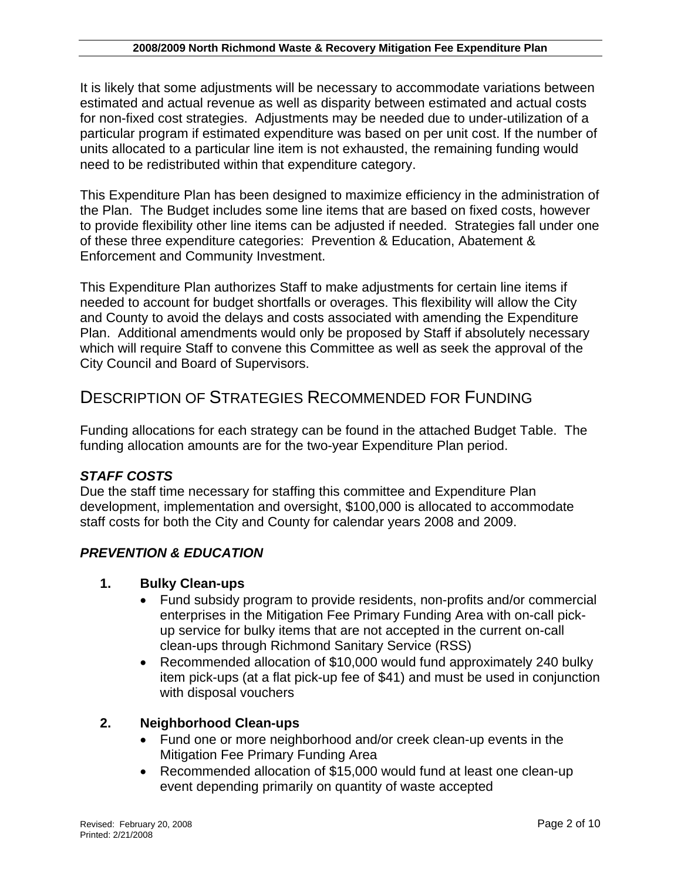It is likely that some adjustments will be necessary to accommodate variations between estimated and actual revenue as well as disparity between estimated and actual costs for non-fixed cost strategies. Adjustments may be needed due to under-utilization of a particular program if estimated expenditure was based on per unit cost. If the number of units allocated to a particular line item is not exhausted, the remaining funding would need to be redistributed within that expenditure category.

This Expenditure Plan has been designed to maximize efficiency in the administration of the Plan. The Budget includes some line items that are based on fixed costs, however to provide flexibility other line items can be adjusted if needed. Strategies fall under one of these three expenditure categories: Prevention & Education, Abatement & Enforcement and Community Investment.

This Expenditure Plan authorizes Staff to make adjustments for certain line items if needed to account for budget shortfalls or overages. This flexibility will allow the City and County to avoid the delays and costs associated with amending the Expenditure Plan. Additional amendments would only be proposed by Staff if absolutely necessary which will require Staff to convene this Committee as well as seek the approval of the City Council and Board of Supervisors.

## Description of Strategies Recommended for Funding

Funding allocations for each strategy can be found in the attached Budget Table. The funding allocation amounts are for the two-year Expenditure Plan period.

### *STAFF COSTS*

Due the staff time necessary for staffing this committee and Expenditure Plan development, implementation and oversight, $100,000 is allocated to accommodate staff costs for both the City and County for calendar years 2008 and 2009.

### *PREVENTION & EDUCATION*

**1. Bulky Clean-ups**

- Fund subsidy program to provide residents, non-profits and/or commercial enterprises in the Mitigation Fee Primary Funding Area with on-call pick-up service for bulky items that are not accepted in the current on-call clean-ups through Richmond Sanitary Service (RSS)
- Recommended allocation of $10,000 would fund approximately 240 bulky item pick-ups (at a flat pick-up fee of $41) and must be used in conjunction with disposal vouchers

**2. Neighborhood Clean-ups**

- Fund one or more neighborhood and/or creek clean-up events in the Mitigation Fee Primary Funding Area
- Recommended allocation of $15,000 would fund at least one clean-up event depending primarily on quantity of waste accepted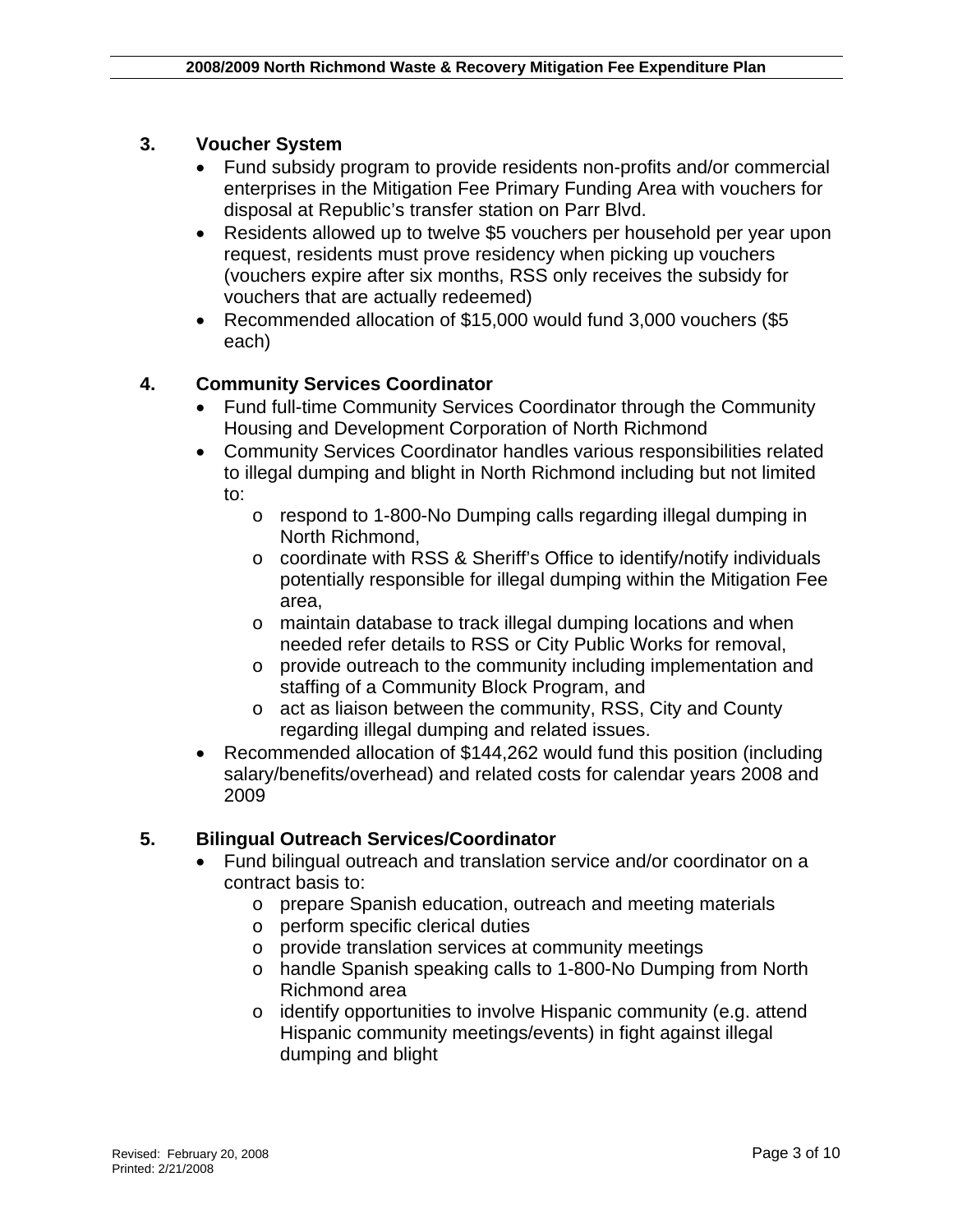### 3. Voucher System

- Fund subsidy program to provide residents non-profits and/or commercial enterprises in the Mitigation Fee Primary Funding Area with vouchers for disposal at Republic's transfer station on Parr Blvd.
- Residents allowed up to twelve $5 vouchers per household per year upon request, residents must prove residency when picking up vouchers (vouchers expire after six months, RSS only receives the subsidy for vouchers that are actually redeemed)
- Recommended allocation of $15,000 would fund 3,000 vouchers ($5 each)

### 4. Community Services Coordinator

- Fund full-time Community Services Coordinator through the Community Housing and Development Corporation of North Richmond
- Community Services Coordinator handles various responsibilities related to illegal dumping and blight in North Richmond including but not limited to:
  - respond to 1-800-No Dumping calls regarding illegal dumping in North Richmond,
  - coordinate with RSS & Sheriff's Office to identify/notify individuals potentially responsible for illegal dumping within the Mitigation Fee area,
  - maintain database to track illegal dumping locations and when needed refer details to RSS or City Public Works for removal,
  - provide outreach to the community including implementation and staffing of a Community Block Program, and
  - act as liaison between the community, RSS, City and County regarding illegal dumping and related issues.
- Recommended allocation of $144,262 would fund this position (including salary/benefits/overhead) and related costs for calendar years 2008 and 2009

### 5. Bilingual Outreach Services/Coordinator

- Fund bilingual outreach and translation service and/or coordinator on a contract basis to:
  - prepare Spanish education, outreach and meeting materials
  - perform specific clerical duties
  - provide translation services at community meetings
  - handle Spanish speaking calls to 1-800-No Dumping from North Richmond area
  - identify opportunities to involve Hispanic community (e.g. attend Hispanic community meetings/events) in fight against illegal dumping and blight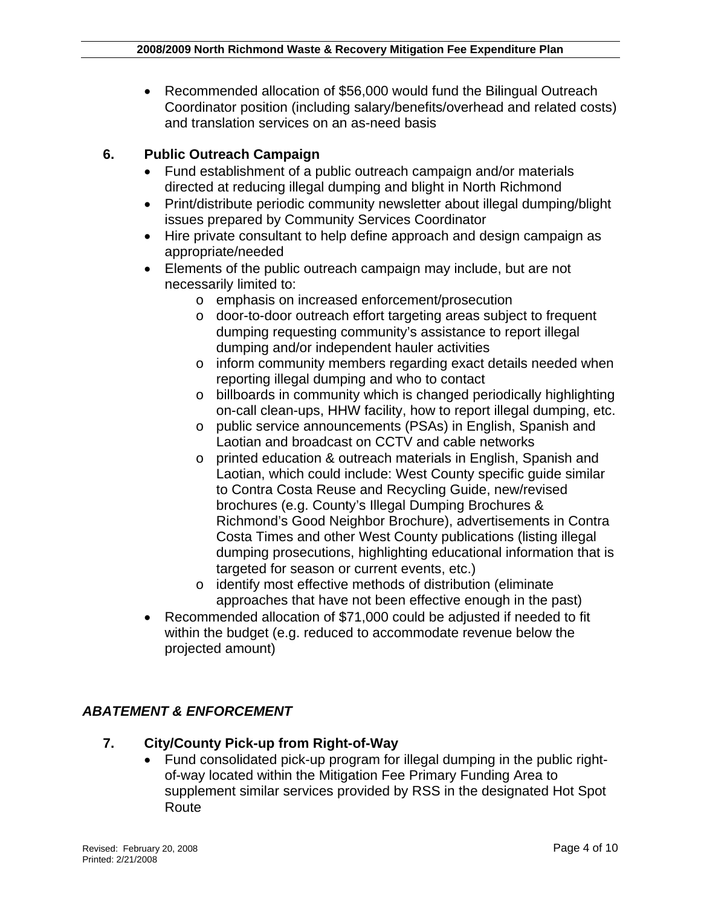- Recommended allocation of $56,000 would fund the Bilingual Outreach Coordinator position (including salary/benefits/overhead and related costs) and translation services on an as-need basis

### 6. Public Outreach Campaign

- Fund establishment of a public outreach campaign and/or materials directed at reducing illegal dumping and blight in North Richmond
- Print/distribute periodic community newsletter about illegal dumping/blight issues prepared by Community Services Coordinator
- Hire private consultant to help define approach and design campaign as appropriate/needed
- Elements of the public outreach campaign may include, but are not necessarily limited to:
  - emphasis on increased enforcement/prosecution
  - door-to-door outreach effort targeting areas subject to frequent dumping requesting community's assistance to report illegal dumping and/or independent hauler activities
  - inform community members regarding exact details needed when reporting illegal dumping and who to contact
  - billboards in community which is changed periodically highlighting on-call clean-ups, HHW facility, how to report illegal dumping, etc.
  - public service announcements (PSAs) in English, Spanish and Laotian and broadcast on CCTV and cable networks
  - printed education & outreach materials in English, Spanish and Laotian, which could include: West County specific guide similar to Contra Costa Reuse and Recycling Guide, new/revised brochures (e.g. County's Illegal Dumping Brochures & Richmond's Good Neighbor Brochure), advertisements in Contra Costa Times and other West County publications (listing illegal dumping prosecutions, highlighting educational information that is targeted for season or current events, etc.)
  - identify most effective methods of distribution (eliminate approaches that have not been effective enough in the past)
- Recommended allocation of $71,000 could be adjusted if needed to fit within the budget (e.g. reduced to accommodate revenue below the projected amount)

## *ABATEMENT & ENFORCEMENT*

### 7. City/County Pick-up from Right-of-Way

- Fund consolidated pick-up program for illegal dumping in the public right-of-way located within the Mitigation Fee Primary Funding Area to supplement similar services provided by RSS in the designated Hot Spot Route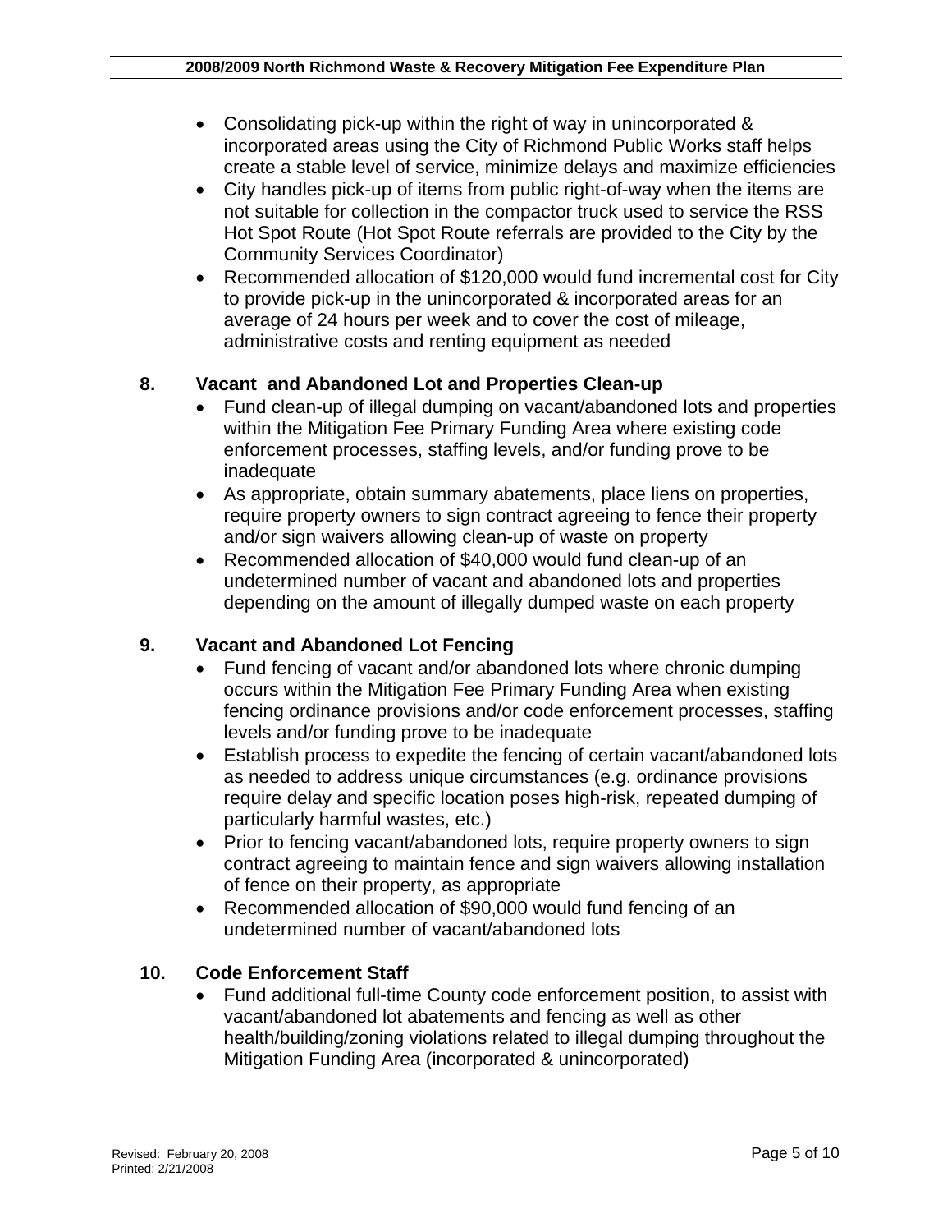- Consolidating pick-up within the right of way in unincorporated & incorporated areas using the City of Richmond Public Works staff helps create a stable level of service, minimize delays and maximize efficiencies
- City handles pick-up of items from public right-of-way when the items are not suitable for collection in the compactor truck used to service the RSS Hot Spot Route (Hot Spot Route referrals are provided to the City by the Community Services Coordinator)
- Recommended allocation of $120,000 would fund incremental cost for City to provide pick-up in the unincorporated & incorporated areas for an average of 24 hours per week and to cover the cost of mileage, administrative costs and renting equipment as needed

### 8. Vacant and Abandoned Lot and Properties Clean-up

- Fund clean-up of illegal dumping on vacant/abandoned lots and properties within the Mitigation Fee Primary Funding Area where existing code enforcement processes, staffing levels, and/or funding prove to be inadequate
- As appropriate, obtain summary abatements, place liens on properties, require property owners to sign contract agreeing to fence their property and/or sign waivers allowing clean-up of waste on property
- Recommended allocation of $40,000 would fund clean-up of an undetermined number of vacant and abandoned lots and properties depending on the amount of illegally dumped waste on each property

### 9. Vacant and Abandoned Lot Fencing

- Fund fencing of vacant and/or abandoned lots where chronic dumping occurs within the Mitigation Fee Primary Funding Area when existing fencing ordinance provisions and/or code enforcement processes, staffing levels and/or funding prove to be inadequate
- Establish process to expedite the fencing of certain vacant/abandoned lots as needed to address unique circumstances (e.g. ordinance provisions require delay and specific location poses high-risk, repeated dumping of particularly harmful wastes, etc.)
- Prior to fencing vacant/abandoned lots, require property owners to sign contract agreeing to maintain fence and sign waivers allowing installation of fence on their property, as appropriate
- Recommended allocation of $90,000 would fund fencing of an undetermined number of vacant/abandoned lots

### 10. Code Enforcement Staff

- Fund additional full-time County code enforcement position, to assist with vacant/abandoned lot abatements and fencing as well as other health/building/zoning violations related to illegal dumping throughout the Mitigation Funding Area (incorporated & unincorporated)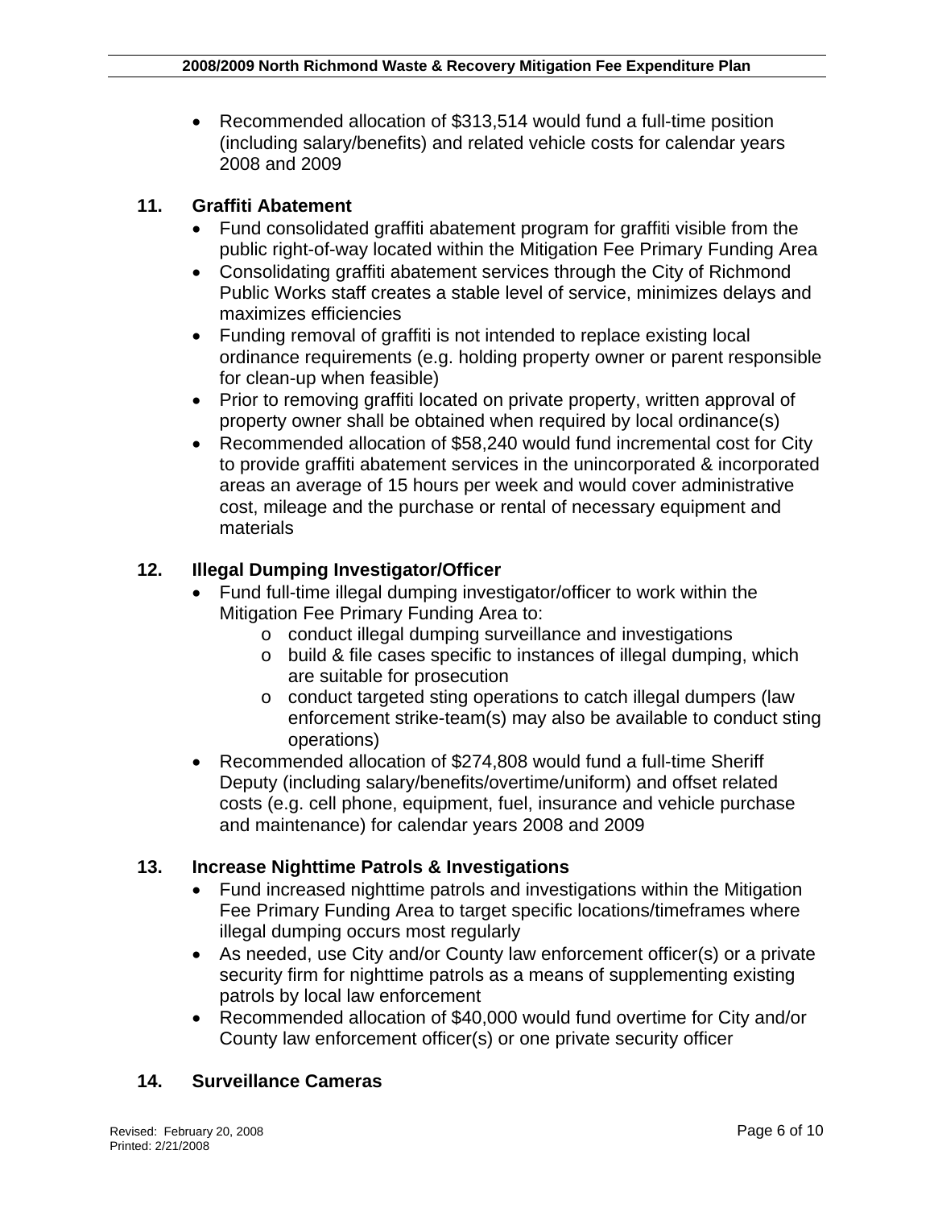- Recommended allocation of $313,514 would fund a full-time position (including salary/benefits) and related vehicle costs for calendar years 2008 and 2009

## 11. Graffiti Abatement

- Fund consolidated graffiti abatement program for graffiti visible from the public right-of-way located within the Mitigation Fee Primary Funding Area
- Consolidating graffiti abatement services through the City of Richmond Public Works staff creates a stable level of service, minimizes delays and maximizes efficiencies
- Funding removal of graffiti is not intended to replace existing local ordinance requirements (e.g. holding property owner or parent responsible for clean-up when feasible)
- Prior to removing graffiti located on private property, written approval of property owner shall be obtained when required by local ordinance(s)
- Recommended allocation of $58,240 would fund incremental cost for City to provide graffiti abatement services in the unincorporated & incorporated areas an average of 15 hours per week and would cover administrative cost, mileage and the purchase or rental of necessary equipment and materials

## 12. Illegal Dumping Investigator/Officer

- Fund full-time illegal dumping investigator/officer to work within the Mitigation Fee Primary Funding Area to:
  - conduct illegal dumping surveillance and investigations
  - build & file cases specific to instances of illegal dumping, which are suitable for prosecution
  - conduct targeted sting operations to catch illegal dumpers (law enforcement strike-team(s) may also be available to conduct sting operations)
- Recommended allocation of $274,808 would fund a full-time Sheriff Deputy (including salary/benefits/overtime/uniform) and offset related costs (e.g. cell phone, equipment, fuel, insurance and vehicle purchase and maintenance) for calendar years 2008 and 2009

## 13. Increase Nighttime Patrols & Investigations

- Fund increased nighttime patrols and investigations within the Mitigation Fee Primary Funding Area to target specific locations/timeframes where illegal dumping occurs most regularly
- As needed, use City and/or County law enforcement officer(s) or a private security firm for nighttime patrols as a means of supplementing existing patrols by local law enforcement
- Recommended allocation of $40,000 would fund overtime for City and/or County law enforcement officer(s) or one private security officer

## 14. Surveillance Cameras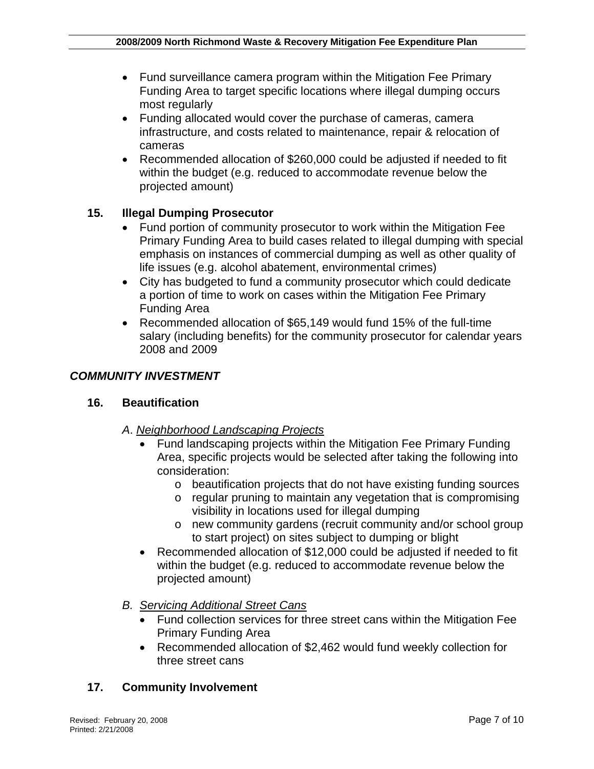- Fund surveillance camera program within the Mitigation Fee Primary Funding Area to target specific locations where illegal dumping occurs most regularly
- Funding allocated would cover the purchase of cameras, camera infrastructure, and costs related to maintenance, repair & relocation of cameras
- Recommended allocation of $260,000 could be adjusted if needed to fit within the budget (e.g. reduced to accommodate revenue below the projected amount)

### 15. Illegal Dumping Prosecutor

- Fund portion of community prosecutor to work within the Mitigation Fee Primary Funding Area to build cases related to illegal dumping with special emphasis on instances of commercial dumping as well as other quality of life issues (e.g. alcohol abatement, environmental crimes)
- City has budgeted to fund a community prosecutor which could dedicate a portion of time to work on cases within the Mitigation Fee Primary Funding Area
- Recommended allocation of $65,149 would fund 15% of the full-time salary (including benefits) for the community prosecutor for calendar years 2008 and 2009

## *COMMUNITY INVESTMENT*

### 16. Beautification

*A. Neighborhood Landscaping Projects*

- Fund landscaping projects within the Mitigation Fee Primary Funding Area, specific projects would be selected after taking the following into consideration:
  - beautification projects that do not have existing funding sources
  - regular pruning to maintain any vegetation that is compromising visibility in locations used for illegal dumping
  - new community gardens (recruit community and/or school group to start project) on sites subject to dumping or blight
- Recommended allocation of $12,000 could be adjusted if needed to fit within the budget (e.g. reduced to accommodate revenue below the projected amount)

*B. Servicing Additional Street Cans*

- Fund collection services for three street cans within the Mitigation Fee Primary Funding Area
- Recommended allocation of $2,462 would fund weekly collection for three street cans

### 17. Community Involvement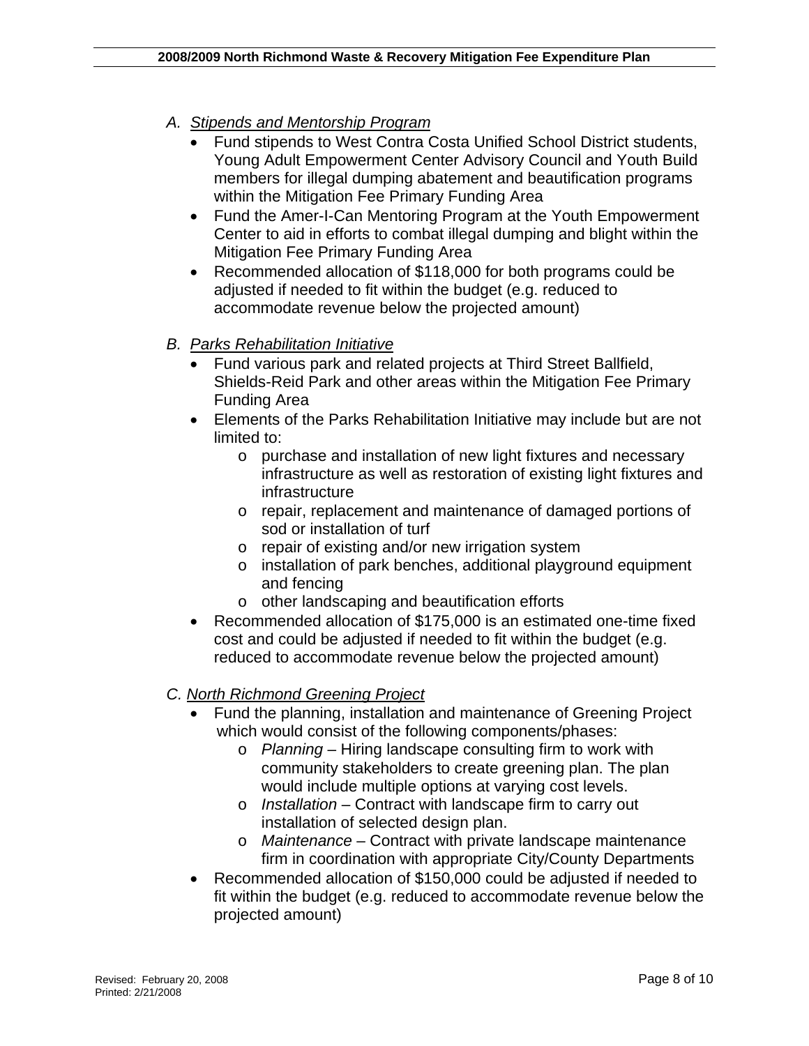A. *Stipends and Mentorship Program*
   - Fund stipends to West Contra Costa Unified School District students, Young Adult Empowerment Center Advisory Council and Youth Build members for illegal dumping abatement and beautification programs within the Mitigation Fee Primary Funding Area
   - Fund the Amer-I-Can Mentoring Program at the Youth Empowerment Center to aid in efforts to combat illegal dumping and blight within the Mitigation Fee Primary Funding Area
   - Recommended allocation of $118,000 for both programs could be adjusted if needed to fit within the budget (e.g. reduced to accommodate revenue below the projected amount)

B. *Parks Rehabilitation Initiative*
   - Fund various park and related projects at Third Street Ballfield, Shields-Reid Park and other areas within the Mitigation Fee Primary Funding Area
   - Elements of the Parks Rehabilitation Initiative may include but are not limited to:
     - purchase and installation of new light fixtures and necessary infrastructure as well as restoration of existing light fixtures and infrastructure
     - repair, replacement and maintenance of damaged portions of sod or installation of turf
     - repair of existing and/or new irrigation system
     - installation of park benches, additional playground equipment and fencing
     - other landscaping and beautification efforts
   - Recommended allocation of $175,000 is an estimated one-time fixed cost and could be adjusted if needed to fit within the budget (e.g. reduced to accommodate revenue below the projected amount)

C. *North Richmond Greening Project*
   - Fund the planning, installation and maintenance of Greening Project which would consist of the following components/phases:
     - *Planning* – Hiring landscape consulting firm to work with community stakeholders to create greening plan. The plan would include multiple options at varying cost levels.
     - *Installation* – Contract with landscape firm to carry out installation of selected design plan.
     - *Maintenance* – Contract with private landscape maintenance firm in coordination with appropriate City/County Departments
   - Recommended allocation of $150,000 could be adjusted if needed to fit within the budget (e.g. reduced to accommodate revenue below the projected amount)

Revised: February 20, 2008
Printed: 2/21/2008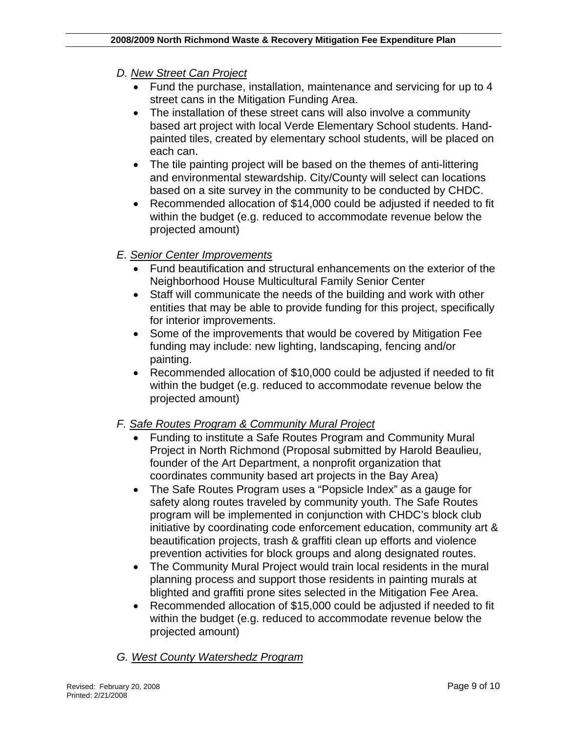*D. New Street Can Project*

- Fund the purchase, installation, maintenance and servicing for up to 4 street cans in the Mitigation Funding Area.
- The installation of these street cans will also involve a community based art project with local Verde Elementary School students. Hand-painted tiles, created by elementary school students, will be placed on each can.
- The tile painting project will be based on the themes of anti-littering and environmental stewardship. City/County will select can locations based on a site survey in the community to be conducted by CHDC.
- Recommended allocation of $14,000 could be adjusted if needed to fit within the budget (e.g. reduced to accommodate revenue below the projected amount)

*E. Senior Center Improvements*

- Fund beautification and structural enhancements on the exterior of the Neighborhood House Multicultural Family Senior Center
- Staff will communicate the needs of the building and work with other entities that may be able to provide funding for this project, specifically for interior improvements.
- Some of the improvements that would be covered by Mitigation Fee funding may include: new lighting, landscaping, fencing and/or painting.
- Recommended allocation of $10,000 could be adjusted if needed to fit within the budget (e.g. reduced to accommodate revenue below the projected amount)

*F. Safe Routes Program & Community Mural Project*

- Funding to institute a Safe Routes Program and Community Mural Project in North Richmond (Proposal submitted by Harold Beaulieu, founder of the Art Department, a nonprofit organization that coordinates community based art projects in the Bay Area)
- The Safe Routes Program uses a "Popsicle Index" as a gauge for safety along routes traveled by community youth. The Safe Routes program will be implemented in conjunction with CHDC's block club initiative by coordinating code enforcement education, community art & beautification projects, trash & graffiti clean up efforts and violence prevention activities for block groups and along designated routes.
- The Community Mural Project would train local residents in the mural planning process and support those residents in painting murals at blighted and graffiti prone sites selected in the Mitigation Fee Area.
- Recommended allocation of $15,000 could be adjusted if needed to fit within the budget (e.g. reduced to accommodate revenue below the projected amount)

*G. West County Watershedz Program*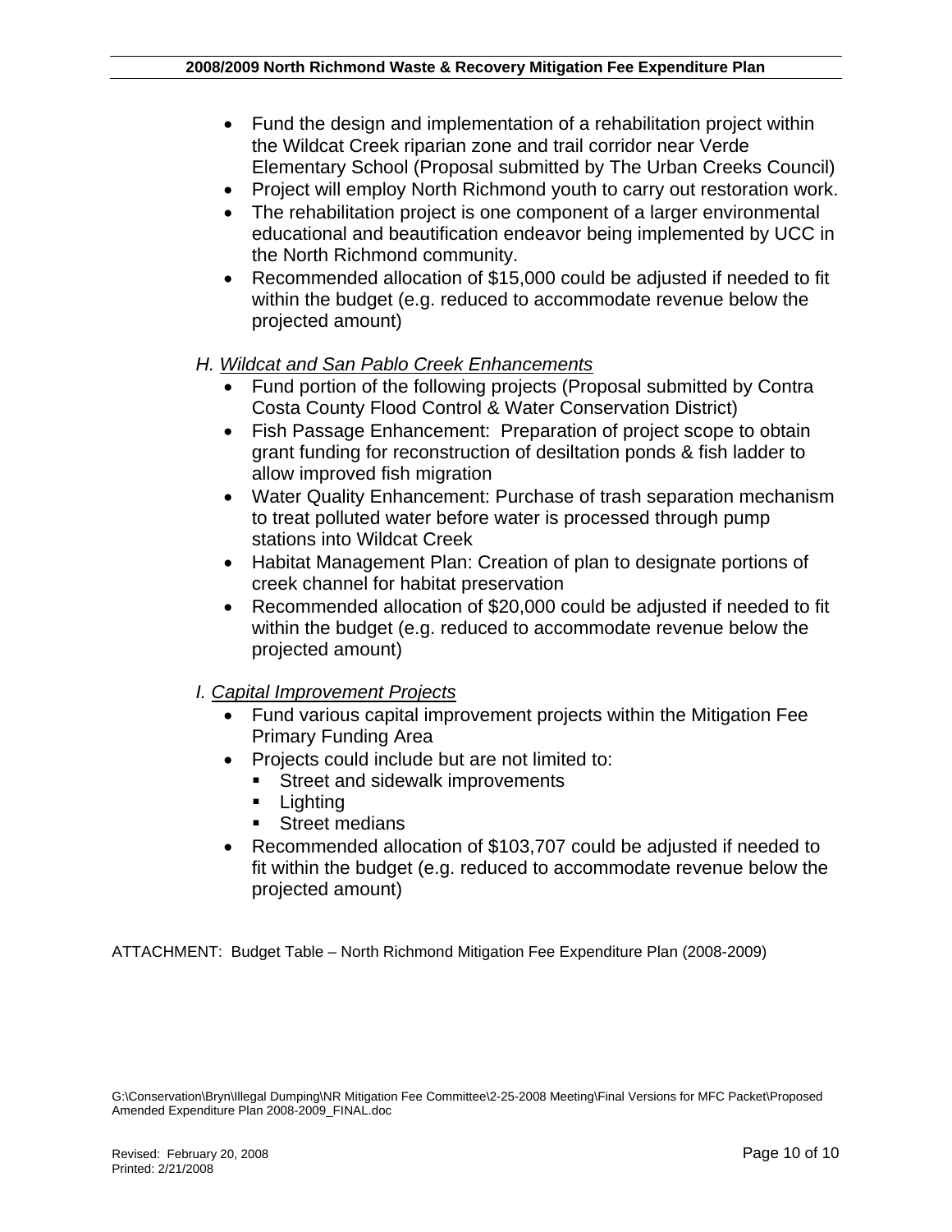- Fund the design and implementation of a rehabilitation project within the Wildcat Creek riparian zone and trail corridor near Verde Elementary School (Proposal submitted by The Urban Creeks Council)
- Project will employ North Richmond youth to carry out restoration work.
- The rehabilitation project is one component of a larger environmental educational and beautification endeavor being implemented by UCC in the North Richmond community.
- Recommended allocation of $15,000 could be adjusted if needed to fit within the budget (e.g. reduced to accommodate revenue below the projected amount)

*H. Wildcat and San Pablo Creek Enhancements*

- Fund portion of the following projects (Proposal submitted by Contra Costa County Flood Control & Water Conservation District)
- Fish Passage Enhancement: Preparation of project scope to obtain grant funding for reconstruction of desiltation ponds & fish ladder to allow improved fish migration
- Water Quality Enhancement: Purchase of trash separation mechanism to treat polluted water before water is processed through pump stations into Wildcat Creek
- Habitat Management Plan: Creation of plan to designate portions of creek channel for habitat preservation
- Recommended allocation of $20,000 could be adjusted if needed to fit within the budget (e.g. reduced to accommodate revenue below the projected amount)

*I. Capital Improvement Projects*

- Fund various capital improvement projects within the Mitigation Fee Primary Funding Area
- Projects could include but are not limited to:
  - Street and sidewalk improvements
  - Lighting
  - Street medians
- Recommended allocation of $103,707 could be adjusted if needed to fit within the budget (e.g. reduced to accommodate revenue below the projected amount)

ATTACHMENT: Budget Table – North Richmond Mitigation Fee Expenditure Plan (2008-2009)

G:\Conservation\Bryn\Illegal Dumping\NR Mitigation Fee Committee\2-25-2008 Meeting\Final Versions for MFC Packet\Proposed Amended Expenditure Plan 2008-2009_FINAL.doc

Revised: February 20, 2008
Printed: 2/21/2008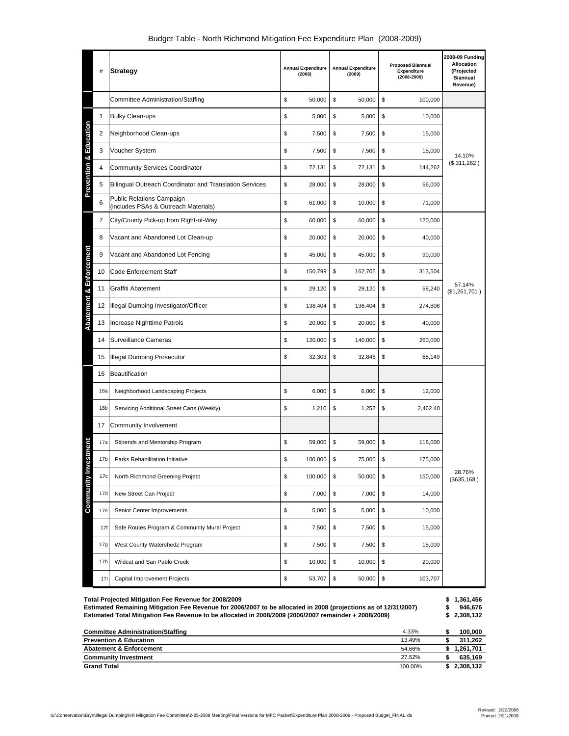# Budget Table - North Richmond Mitigation Fee Expenditure Plan (2008-2009)

| | # | Strategy | Annual Expenditure (2008) | Annual Expenditure (2009) | Proposed Biannual Expenditure (2008-2009) | 2008-09 Funding Allocation (Projected Biannual Revenue) |
|---|---|---|---|---|---|---|
| | | Committee Administration/Staffing | $ 50,000 | $ 50,000 | $ 100,000 | |
| Prevention & Education | 1 | Bulky Clean-ups | $ 5,000 | $ 5,000 | $ 10,000 | 14.10% ($ 311,262 ) |
| | 2 | Neighborhood Clean-ups | $ 7,500 | $ 7,500 | $ 15,000 | |
| | 3 | Voucher System | $ 7,500 | $ 7,500 | $ 15,000 | |
| | 4 | Community Services Coordinator | $ 72,131 | $ 72,131 | $ 144,262 | |
| | 5 | Bilingual Outreach Coordinator and Translation Services | $ 28,000 | $ 28,000 | $ 56,000 | |
| | 6 | Public Relations Campaign (includes PSAs & Outreach Materials) | $ 61,000 | $ 10,000 | $ 71,000 | |
| Abatement & Enforcement | 7 | City/County Pick-up from Right-of-Way | $ 60,000 | $ 60,000 | $ 120,000 | 57.14% ($1,261,701 ) |
| | 8 | Vacant and Abandoned Lot Clean-up | $ 20,000 | $ 20,000 | $ 40,000 | |
| | 9 | Vacant and Abandoned Lot Fencing | $ 45,000 | $ 45,000 | $ 90,000 | |
| | 10 | Code Enforcement Staff | $ 150,799 | $ 162,705 | $ 313,504 | |
| | 11 | Graffiti Abatement | $ 29,120 | $ 29,120 | $ 58,240 | |
| | 12 | Illegal Dumping Investigator/Officer | $ 138,404 | $ 136,404 | $ 274,808 | |
| | 13 | Increase Nighttime Patrols | $ 20,000 | $ 20,000 | $ 40,000 | |
| | 14 | Surveillance Cameras | $ 120,000 | $ 140,000 | $ 260,000 | |
| | 15 | Illegal Dumping Prosecutor | $ 32,303 | $ 32,846 | $ 65,149 | |
| Community Investment | 16 | Beautification | | | | 28.76% ($635,168 ) |
| | 16a | Neighborhood Landscaping Projects | $ 6,000 | $ 6,000 | $ 12,000 | |
| | 16b | Servicing Additional Street Cans (Weekly) | $ 1,210 | $ 1,252 | $ 2,462.40 | |
| | 17 | Community Involvement | | | | |
| | 17a | Stipends and Mentorship Program | $ 59,000 | $ 59,000 | $ 118,000 | |
| | 17b | Parks Rehabilitation Initiative | $ 100,000 | $ 75,000 | $ 175,000 | |
| | 17c | North Richmond Greening Project | $ 100,000 | $ 50,000 | $ 150,000 | |
| | 17d | New Street Can Project | $ 7,000 | $ 7,000 | $ 14,000 | |
| | 17e | Senior Center Improvements | $ 5,000 | $ 5,000 | $ 10,000 | |
| | 17f | Safe Routes Program & Community Mural Project | $ 7,500 | $ 7,500 | $ 15,000 | |
| | 17g | West County Watershedz Program | $ 7,500 | $ 7,500 | $ 15,000 | |
| | 17h | Wildcat and San Pablo Creek | $ 10,000 | $ 10,000 | $ 20,000 | |
| | 17i | Capital Improvement Projects | $ 53,707 | $ 50,000 | $ 103,707 | |

| | |
|---|---|
| **Total Projected Mitigation Fee Revenue for 2008/2009** | **$ 1,361,456** |
| **Estimated Remaining Mitigation Fee Revenue for 2006/2007 to be allocated in 2008 (projections as of 12/31/2007)** | **$ 946,676** |
| **Estimated Total Mitigation Fee Revenue to be allocated in 2008/2009 (2006/2007 remainder + 2008/2009)** | **$ 2,308,132** |

| | | |
|---|---|---|
| **Committee Administration/Staffing** | 4.33% | **$ 100,000** |
| **Prevention & Education** | 13.49% | **$ 311,262** |
| **Abatement & Enforcement** | 54.66% | **$ 1,261,701** |
| **Community Investment** | 27.52% | **$ 635,169** |
| **Grand Total** | 100.00% | **$ 2,308,132** |

G:\Conservation\Bryn\Illegal Dumping\NR Mitigation Fee Committee\2-25-2008 Meeting\Final Versions for MFC Packet\Expenditure Plan 2008-2009 - Proposed Budget_FINAL.xls

Revised: 2/20/2008
Printed: 2/21/2008